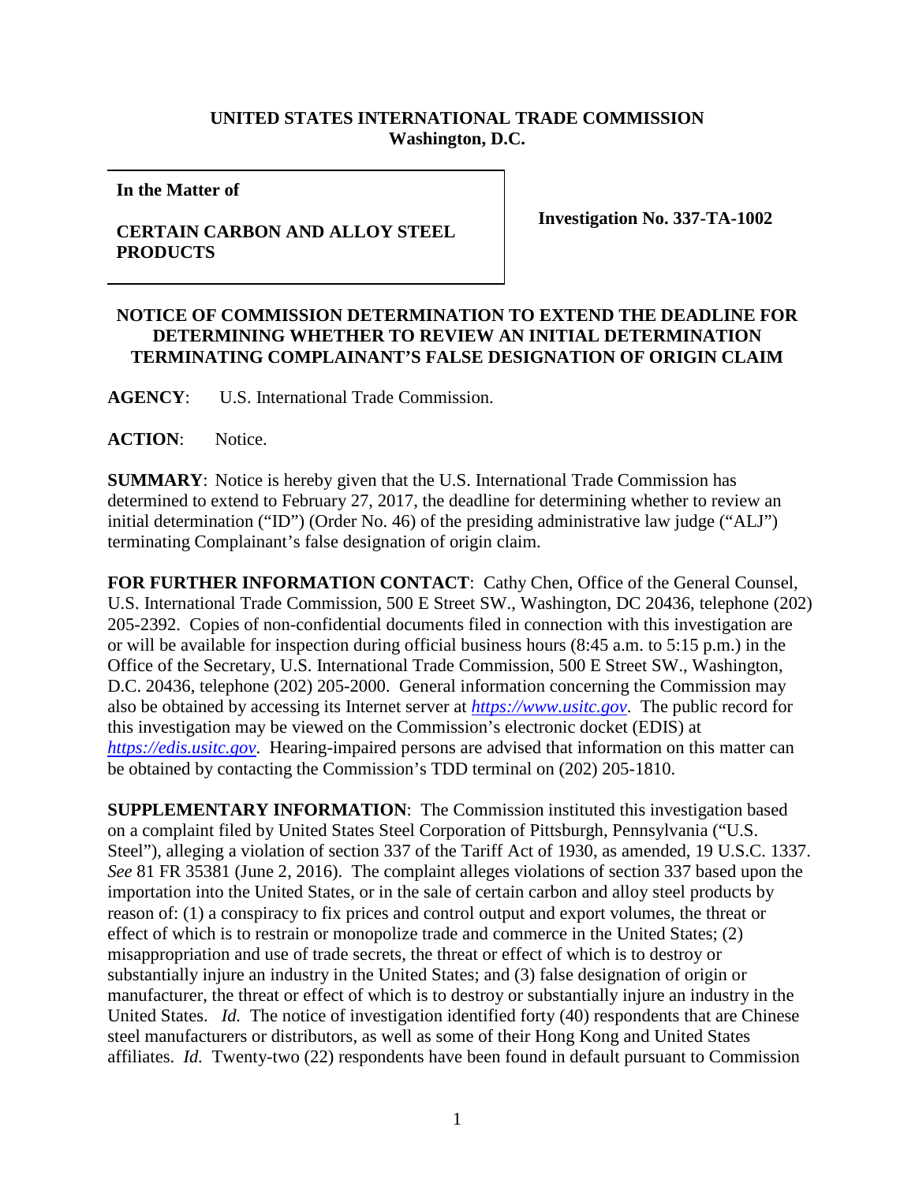**UNITED STATES INTERNATIONAL TRADE COMMISSION**
**Washington, D.C.**

**In the Matter of**

**CERTAIN CARBON AND ALLOY STEEL PRODUCTS**

**Investigation No. 337-TA-1002**

## NOTICE OF COMMISSION DETERMINATION TO EXTEND THE DEADLINE FOR DETERMINING WHETHER TO REVIEW AN INITIAL DETERMINATION TERMINATING COMPLAINANT'S FALSE DESIGNATION OF ORIGIN CLAIM

**AGENCY**: U.S. International Trade Commission.

**ACTION**: Notice.

**SUMMARY**: Notice is hereby given that the U.S. International Trade Commission has determined to extend to February 27, 2017, the deadline for determining whether to review an initial determination ("ID") (Order No. 46) of the presiding administrative law judge ("ALJ") terminating Complainant's false designation of origin claim.

**FOR FURTHER INFORMATION CONTACT**: Cathy Chen, Office of the General Counsel, U.S. International Trade Commission, 500 E Street SW., Washington, DC 20436, telephone (202) 205-2392. Copies of non-confidential documents filed in connection with this investigation are or will be available for inspection during official business hours (8:45 a.m. to 5:15 p.m.) in the Office of the Secretary, U.S. International Trade Commission, 500 E Street SW., Washington, D.C. 20436, telephone (202) 205-2000. General information concerning the Commission may also be obtained by accessing its Internet server at *https://www.usitc.gov*. The public record for this investigation may be viewed on the Commission's electronic docket (EDIS) at *https://edis.usitc.gov*. Hearing-impaired persons are advised that information on this matter can be obtained by contacting the Commission's TDD terminal on (202) 205-1810.

**SUPPLEMENTARY INFORMATION**: The Commission instituted this investigation based on a complaint filed by United States Steel Corporation of Pittsburgh, Pennsylvania ("U.S. Steel"), alleging a violation of section 337 of the Tariff Act of 1930, as amended, 19 U.S.C. 1337. *See* 81 FR 35381 (June 2, 2016). The complaint alleges violations of section 337 based upon the importation into the United States, or in the sale of certain carbon and alloy steel products by reason of: (1) a conspiracy to fix prices and control output and export volumes, the threat or effect of which is to restrain or monopolize trade and commerce in the United States; (2) misappropriation and use of trade secrets, the threat or effect of which is to destroy or substantially injure an industry in the United States; and (3) false designation of origin or manufacturer, the threat or effect of which is to destroy or substantially injure an industry in the United States. *Id.* The notice of investigation identified forty (40) respondents that are Chinese steel manufacturers or distributors, as well as some of their Hong Kong and United States affiliates. *Id.* Twenty-two (22) respondents have been found in default pursuant to Commission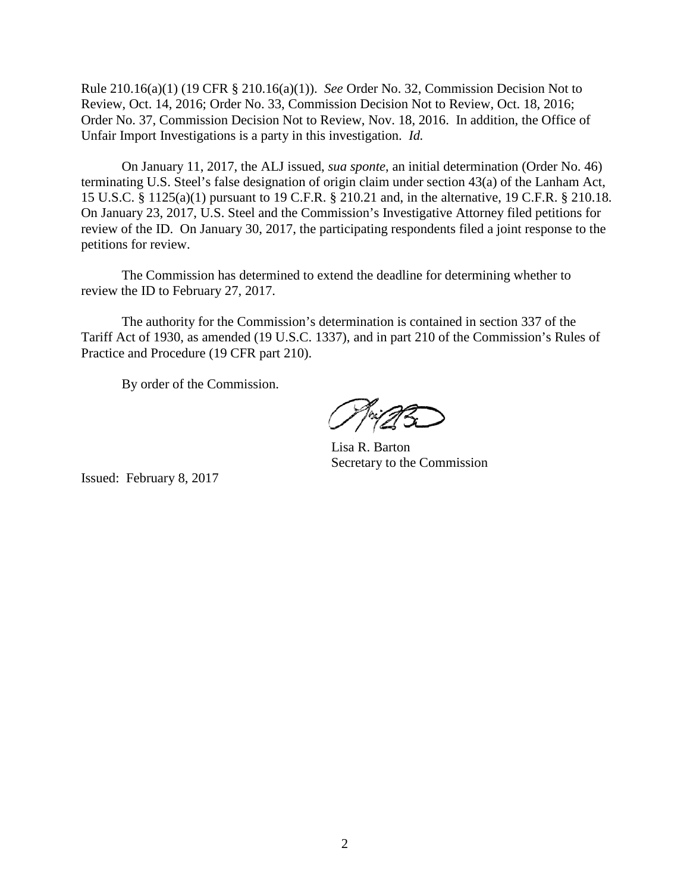Rule 210.16(a)(1) (19 CFR § 210.16(a)(1)). *See* Order No. 32, Commission Decision Not to Review, Oct. 14, 2016; Order No. 33, Commission Decision Not to Review, Oct. 18, 2016; Order No. 37, Commission Decision Not to Review, Nov. 18, 2016. In addition, the Office of Unfair Import Investigations is a party in this investigation. *Id.*

On January 11, 2017, the ALJ issued, *sua sponte*, an initial determination (Order No. 46) terminating U.S. Steel's false designation of origin claim under section 43(a) of the Lanham Act, 15 U.S.C. § 1125(a)(1) pursuant to 19 C.F.R. § 210.21 and, in the alternative, 19 C.F.R. § 210.18. On January 23, 2017, U.S. Steel and the Commission's Investigative Attorney filed petitions for review of the ID. On January 30, 2017, the participating respondents filed a joint response to the petitions for review.

The Commission has determined to extend the deadline for determining whether to review the ID to February 27, 2017.

The authority for the Commission's determination is contained in section 337 of the Tariff Act of 1930, as amended (19 U.S.C. 1337), and in part 210 of the Commission's Rules of Practice and Procedure (19 CFR part 210).

By order of the Commission.

Lisa R. Barton
Secretary to the Commission

Issued: February 8, 2017